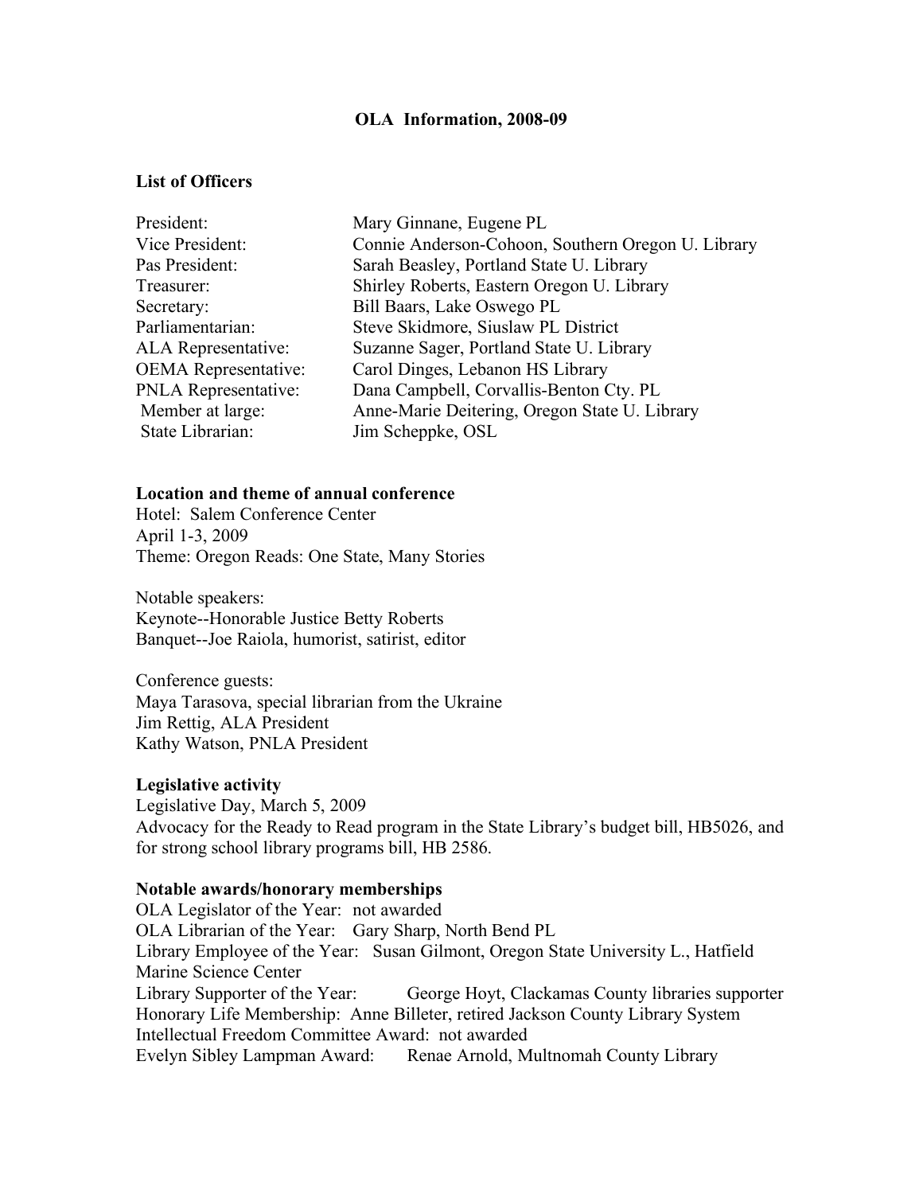# OLA Information, 2008-09

## List of Officers

| | |
|---|---|
| President: | Mary Ginnane, Eugene PL |
| Vice President: | Connie Anderson-Cohoon, Southern Oregon U. Library |
| Pas President: | Sarah Beasley, Portland State U. Library |
| Treasurer: | Shirley Roberts, Eastern Oregon U. Library |
| Secretary: | Bill Baars, Lake Oswego PL |
| Parliamentarian: | Steve Skidmore, Siuslaw PL District |
| ALA Representative: | Suzanne Sager, Portland State U. Library |
| OEMA Representative: | Carol Dinges, Lebanon HS Library |
| PNLA Representative: | Dana Campbell, Corvallis-Benton Cty. PL |
| Member at large: | Anne-Marie Deitering, Oregon State U. Library |
| State Librarian: | Jim Scheppke, OSL |

## Location and theme of annual conference

Hotel: Salem Conference Center
April 1-3, 2009
Theme: Oregon Reads: One State, Many Stories

Notable speakers:
Keynote--Honorable Justice Betty Roberts
Banquet--Joe Raiola, humorist, satirist, editor

Conference guests:
Maya Tarasova, special librarian from the Ukraine
Jim Rettig, ALA President
Kathy Watson, PNLA President

## Legislative activity

Legislative Day, March 5, 2009
Advocacy for the Ready to Read program in the State Library's budget bill, HB5026, and for strong school library programs bill, HB 2586.

## Notable awards/honorary memberships

OLA Legislator of the Year: not awarded
OLA Librarian of the Year: Gary Sharp, North Bend PL
Library Employee of the Year: Susan Gilmont, Oregon State University L., Hatfield Marine Science Center
Library Supporter of the Year: George Hoyt, Clackamas County libraries supporter
Honorary Life Membership: Anne Billeter, retired Jackson County Library System
Intellectual Freedom Committee Award: not awarded
Evelyn Sibley Lampman Award: Renae Arnold, Multnomah County Library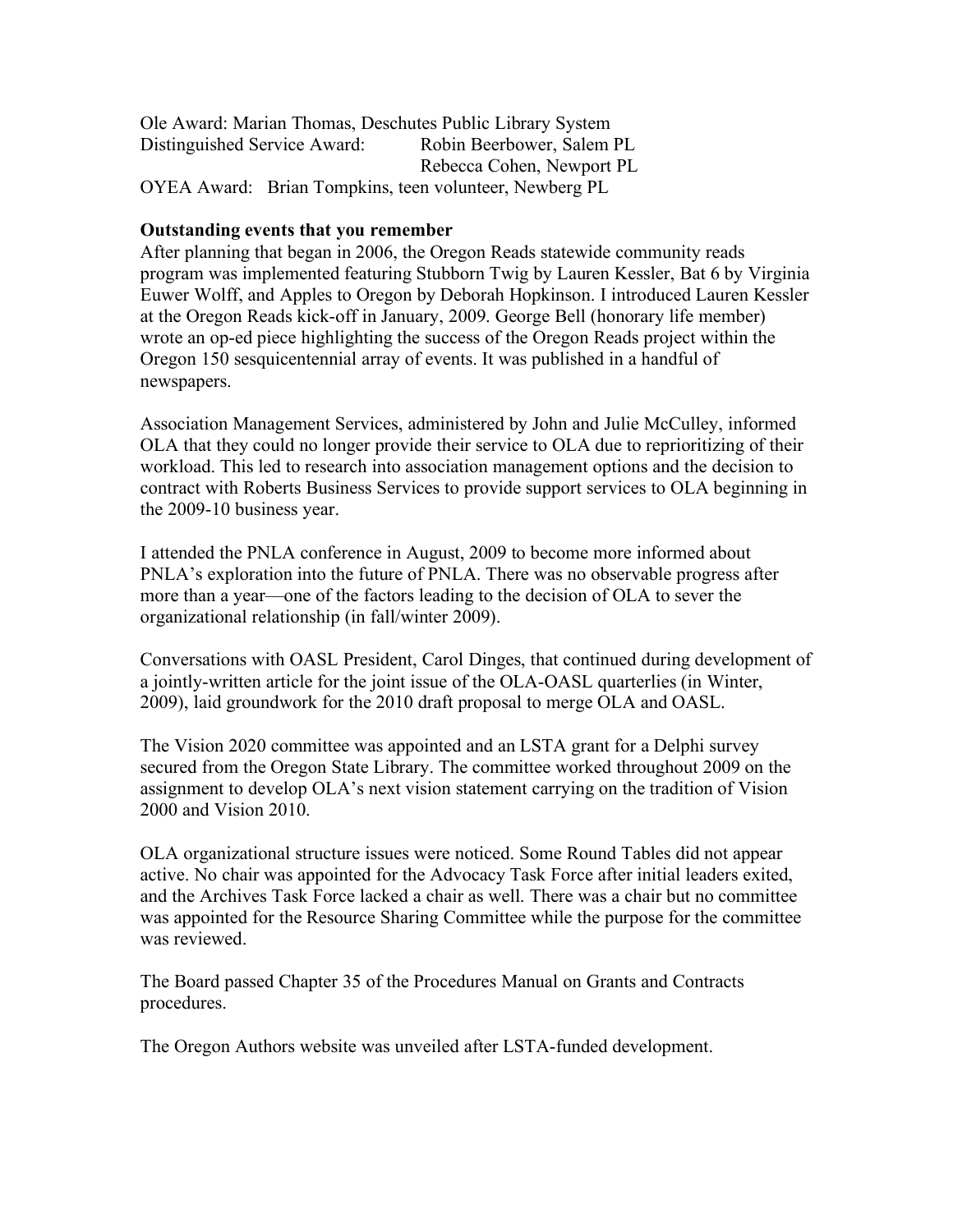Ole Award: Marian Thomas, Deschutes Public Library System
Distinguished Service Award: Robin Beerbower, Salem PL
Rebecca Cohen, Newport PL
OYEA Award: Brian Tompkins, teen volunteer, Newberg PL

**Outstanding events that you remember**

After planning that began in 2006, the Oregon Reads statewide community reads program was implemented featuring Stubborn Twig by Lauren Kessler, Bat 6 by Virginia Euwer Wolff, and Apples to Oregon by Deborah Hopkinson. I introduced Lauren Kessler at the Oregon Reads kick-off in January, 2009. George Bell (honorary life member) wrote an op-ed piece highlighting the success of the Oregon Reads project within the Oregon 150 sesquicentennial array of events. It was published in a handful of newspapers.

Association Management Services, administered by John and Julie McCulley, informed OLA that they could no longer provide their service to OLA due to reprioritizing of their workload. This led to research into association management options and the decision to contract with Roberts Business Services to provide support services to OLA beginning in the 2009-10 business year.

I attended the PNLA conference in August, 2009 to become more informed about PNLA's exploration into the future of PNLA. There was no observable progress after more than a year—one of the factors leading to the decision of OLA to sever the organizational relationship (in fall/winter 2009).

Conversations with OASL President, Carol Dinges, that continued during development of a jointly-written article for the joint issue of the OLA-OASL quarterlies (in Winter, 2009), laid groundwork for the 2010 draft proposal to merge OLA and OASL.

The Vision 2020 committee was appointed and an LSTA grant for a Delphi survey secured from the Oregon State Library. The committee worked throughout 2009 on the assignment to develop OLA's next vision statement carrying on the tradition of Vision 2000 and Vision 2010.

OLA organizational structure issues were noticed. Some Round Tables did not appear active. No chair was appointed for the Advocacy Task Force after initial leaders exited, and the Archives Task Force lacked a chair as well. There was a chair but no committee was appointed for the Resource Sharing Committee while the purpose for the committee was reviewed.

The Board passed Chapter 35 of the Procedures Manual on Grants and Contracts procedures.

The Oregon Authors website was unveiled after LSTA-funded development.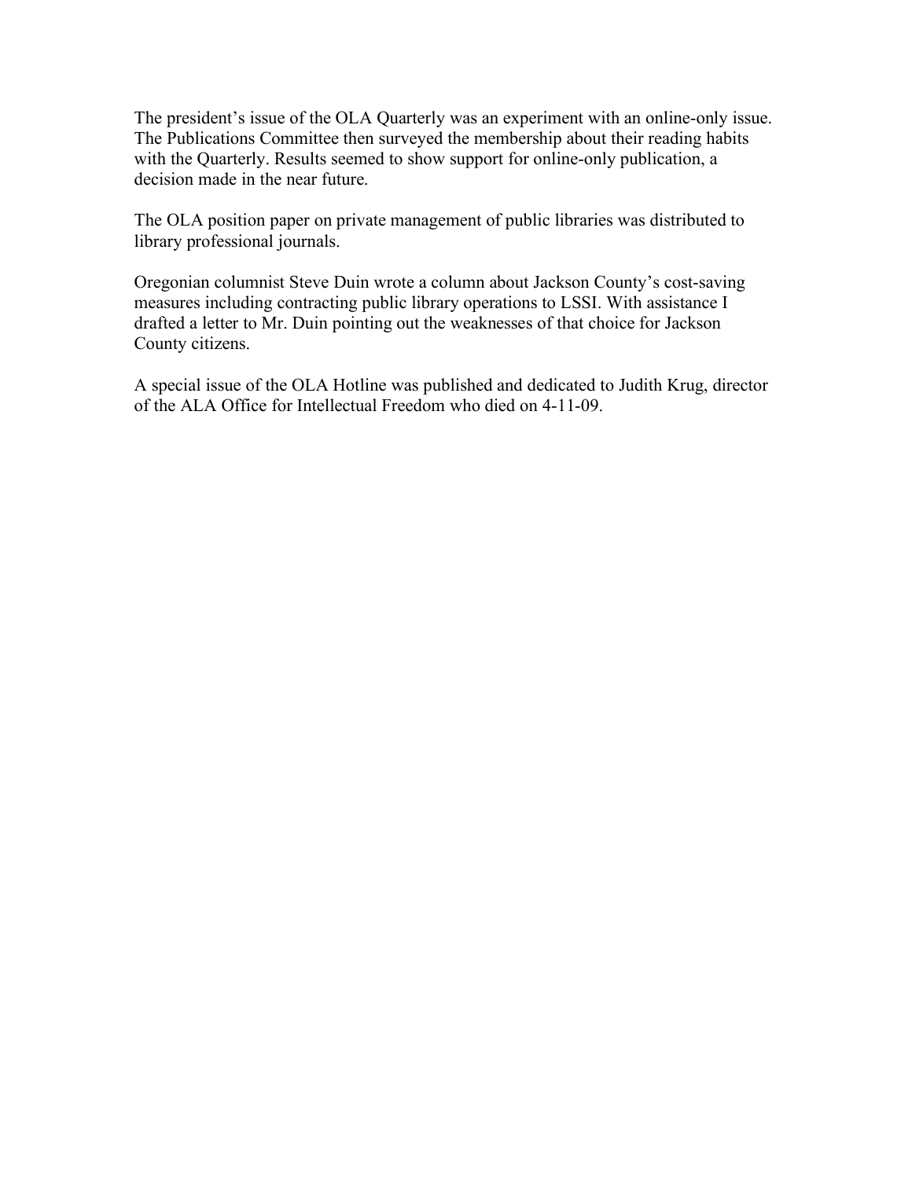The president's issue of the OLA Quarterly was an experiment with an online-only issue. The Publications Committee then surveyed the membership about their reading habits with the Quarterly. Results seemed to show support for online-only publication, a decision made in the near future.

The OLA position paper on private management of public libraries was distributed to library professional journals.

Oregonian columnist Steve Duin wrote a column about Jackson County's cost-saving measures including contracting public library operations to LSSI. With assistance I drafted a letter to Mr. Duin pointing out the weaknesses of that choice for Jackson County citizens.

A special issue of the OLA Hotline was published and dedicated to Judith Krug, director of the ALA Office for Intellectual Freedom who died on 4-11-09.